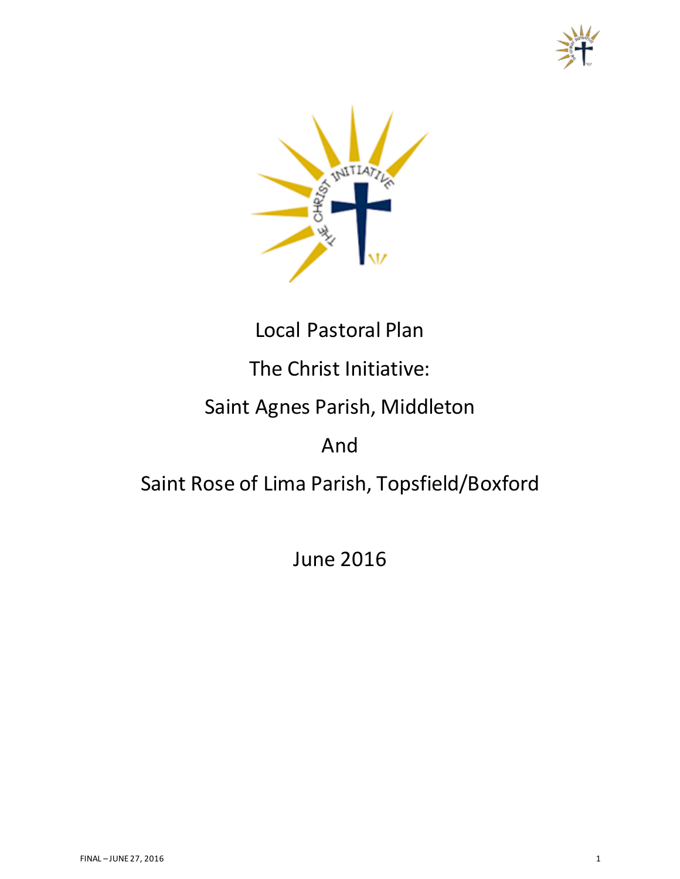# Local Pastoral Plan

# The Christ Initiative:

# Saint Agnes Parish, Middleton

# And

# Saint Rose of Lima Parish, Topsfield/Boxford

June 2016

FINAL – JUNE 27, 2016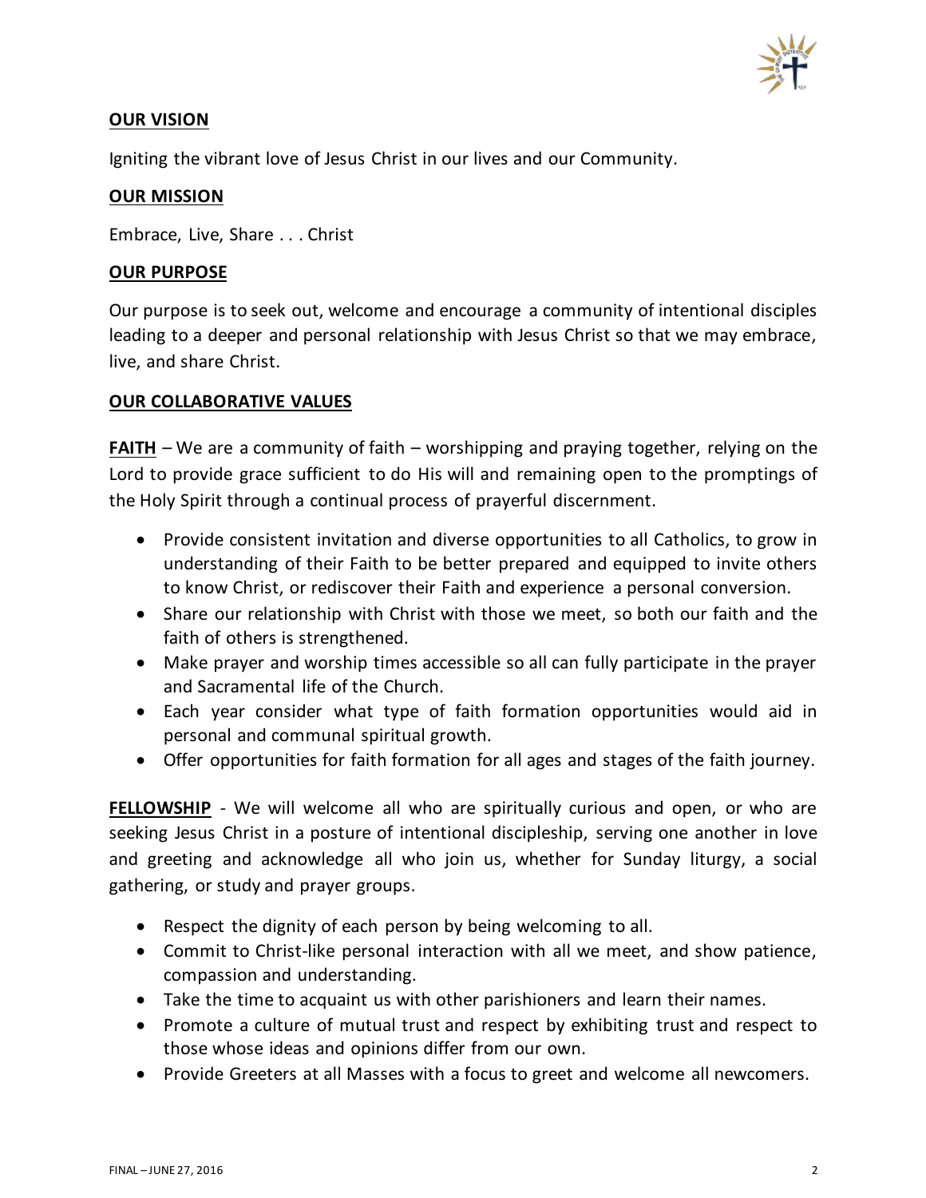## OUR VISION

Igniting the vibrant love of Jesus Christ in our lives and our Community.

## OUR MISSION

Embrace, Live, Share . . . Christ

## OUR PURPOSE

Our purpose is to seek out, welcome and encourage a community of intentional disciples leading to a deeper and personal relationship with Jesus Christ so that we may embrace, live, and share Christ.

## OUR COLLABORATIVE VALUES

**FAITH** – We are a community of faith – worshipping and praying together, relying on the Lord to provide grace sufficient to do His will and remaining open to the promptings of the Holy Spirit through a continual process of prayerful discernment.

- Provide consistent invitation and diverse opportunities to all Catholics, to grow in understanding of their Faith to be better prepared and equipped to invite others to know Christ, or rediscover their Faith and experience a personal conversion.
- Share our relationship with Christ with those we meet, so both our faith and the faith of others is strengthened.
- Make prayer and worship times accessible so all can fully participate in the prayer and Sacramental life of the Church.
- Each year consider what type of faith formation opportunities would aid in personal and communal spiritual growth.
- Offer opportunities for faith formation for all ages and stages of the faith journey.

**FELLOWSHIP** - We will welcome all who are spiritually curious and open, or who are seeking Jesus Christ in a posture of intentional discipleship, serving one another in love and greeting and acknowledge all who join us, whether for Sunday liturgy, a social gathering, or study and prayer groups.

- Respect the dignity of each person by being welcoming to all.
- Commit to Christ-like personal interaction with all we meet, and show patience, compassion and understanding.
- Take the time to acquaint us with other parishioners and learn their names.
- Promote a culture of mutual trust and respect by exhibiting trust and respect to those whose ideas and opinions differ from our own.
- Provide Greeters at all Masses with a focus to greet and welcome all newcomers.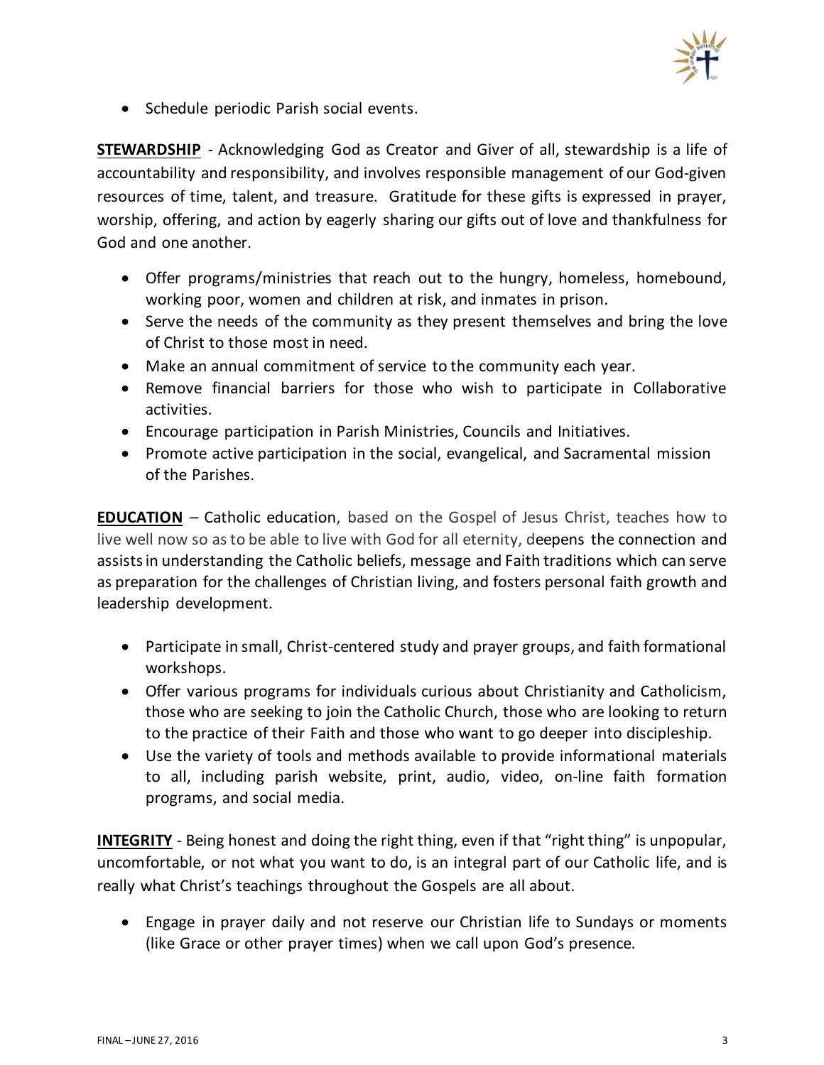- Schedule periodic Parish social events.

**STEWARDSHIP** - Acknowledging God as Creator and Giver of all, stewardship is a life of accountability and responsibility, and involves responsible management of our God-given resources of time, talent, and treasure. Gratitude for these gifts is expressed in prayer, worship, offering, and action by eagerly sharing our gifts out of love and thankfulness for God and one another.

- Offer programs/ministries that reach out to the hungry, homeless, homebound, working poor, women and children at risk, and inmates in prison.
- Serve the needs of the community as they present themselves and bring the love of Christ to those most in need.
- Make an annual commitment of service to the community each year.
- Remove financial barriers for those who wish to participate in Collaborative activities.
- Encourage participation in Parish Ministries, Councils and Initiatives.
- Promote active participation in the social, evangelical, and Sacramental mission of the Parishes.

**EDUCATION** – Catholic education, based on the Gospel of Jesus Christ, teaches how to live well now so as to be able to live with God for all eternity, deepens the connection and assists in understanding the Catholic beliefs, message and Faith traditions which can serve as preparation for the challenges of Christian living, and fosters personal faith growth and leadership development.

- Participate in small, Christ-centered study and prayer groups, and faith formational workshops.
- Offer various programs for individuals curious about Christianity and Catholicism, those who are seeking to join the Catholic Church, those who are looking to return to the practice of their Faith and those who want to go deeper into discipleship.
- Use the variety of tools and methods available to provide informational materials to all, including parish website, print, audio, video, on-line faith formation programs, and social media.

**INTEGRITY** - Being honest and doing the right thing, even if that “right thing” is unpopular, uncomfortable, or not what you want to do, is an integral part of our Catholic life, and is really what Christ’s teachings throughout the Gospels are all about.

- Engage in prayer daily and not reserve our Christian life to Sundays or moments (like Grace or other prayer times) when we call upon God’s presence.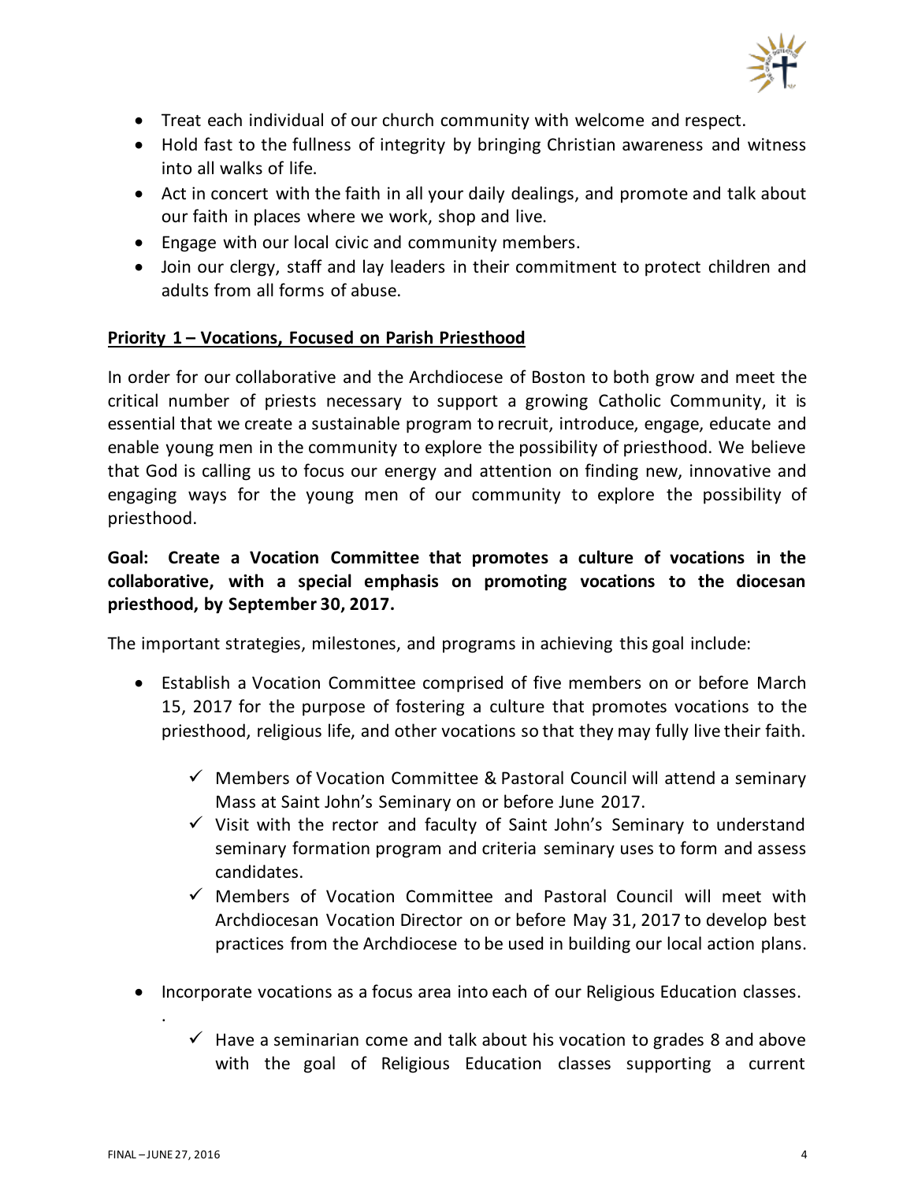- Treat each individual of our church community with welcome and respect.
- Hold fast to the fullness of integrity by bringing Christian awareness and witness into all walks of life.
- Act in concert with the faith in all your daily dealings, and promote and talk about our faith in places where we work, shop and live.
- Engage with our local civic and community members.
- Join our clergy, staff and lay leaders in their commitment to protect children and adults from all forms of abuse.

**Priority 1 – Vocations, Focused on Parish Priesthood**

In order for our collaborative and the Archdiocese of Boston to both grow and meet the critical number of priests necessary to support a growing Catholic Community, it is essential that we create a sustainable program to recruit, introduce, engage, educate and enable young men in the community to explore the possibility of priesthood. We believe that God is calling us to focus our energy and attention on finding new, innovative and engaging ways for the young men of our community to explore the possibility of priesthood.

**Goal: Create a Vocation Committee that promotes a culture of vocations in the collaborative, with a special emphasis on promoting vocations to the diocesan priesthood, by September 30, 2017.**

The important strategies, milestones, and programs in achieving this goal include:

- Establish a Vocation Committee comprised of five members on or before March 15, 2017 for the purpose of fostering a culture that promotes vocations to the priesthood, religious life, and other vocations so that they may fully live their faith.
  - ✓ Members of Vocation Committee & Pastoral Council will attend a seminary Mass at Saint John's Seminary on or before June 2017.
  - ✓ Visit with the rector and faculty of Saint John's Seminary to understand seminary formation program and criteria seminary uses to form and assess candidates.
  - ✓ Members of Vocation Committee and Pastoral Council will meet with Archdiocesan Vocation Director on or before May 31, 2017 to develop best practices from the Archdiocese to be used in building our local action plans.
- Incorporate vocations as a focus area into each of our Religious Education classes.
  - ✓ Have a seminarian come and talk about his vocation to grades 8 and above with the goal of Religious Education classes supporting a current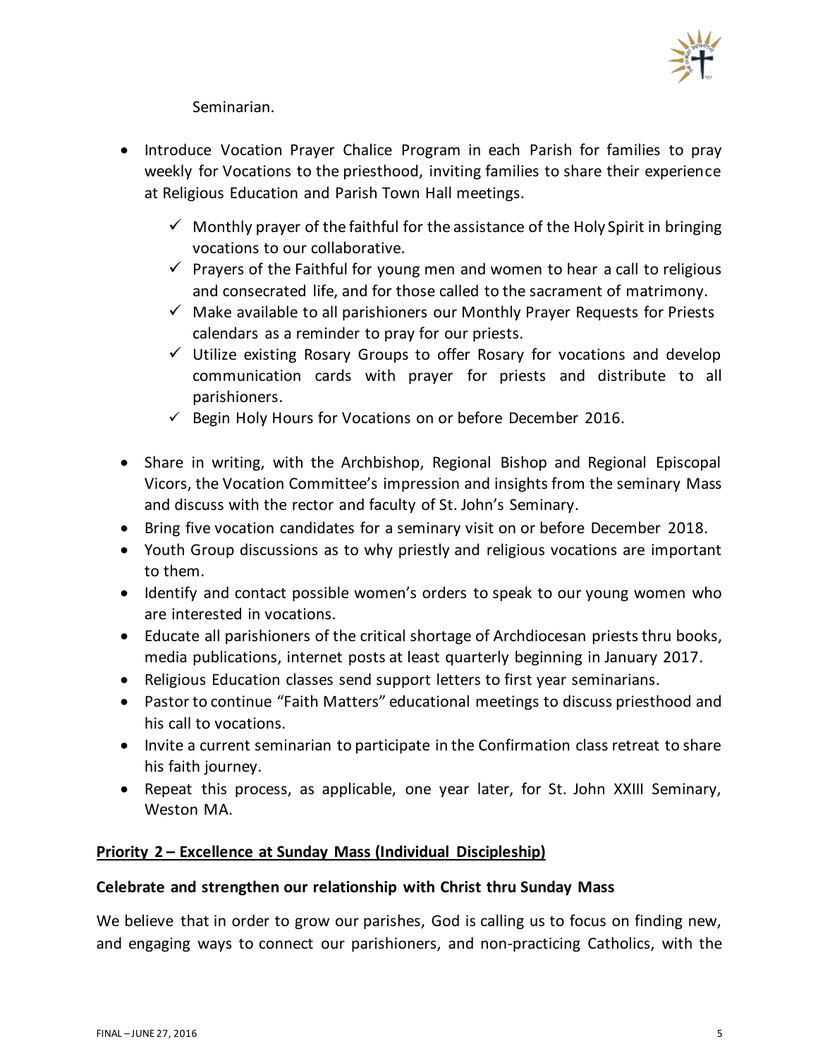Seminarian.

- Introduce Vocation Prayer Chalice Program in each Parish for families to pray weekly for Vocations to the priesthood, inviting families to share their experience at Religious Education and Parish Town Hall meetings.
  - ✓ Monthly prayer of the faithful for the assistance of the Holy Spirit in bringing vocations to our collaborative.
  - ✓ Prayers of the Faithful for young men and women to hear a call to religious and consecrated life, and for those called to the sacrament of matrimony.
  - ✓ Make available to all parishioners our Monthly Prayer Requests for Priests calendars as a reminder to pray for our priests.
  - ✓ Utilize existing Rosary Groups to offer Rosary for vocations and develop communication cards with prayer for priests and distribute to all parishioners.
  - ✓ Begin Holy Hours for Vocations on or before December 2016.

- Share in writing, with the Archbishop, Regional Bishop and Regional Episcopal Vicors, the Vocation Committee's impression and insights from the seminary Mass and discuss with the rector and faculty of St. John's Seminary.
- Bring five vocation candidates for a seminary visit on or before December 2018.
- Youth Group discussions as to why priestly and religious vocations are important to them.
- Identify and contact possible women's orders to speak to our young women who are interested in vocations.
- Educate all parishioners of the critical shortage of Archdiocesan priests thru books, media publications, internet posts at least quarterly beginning in January 2017.
- Religious Education classes send support letters to first year seminarians.
- Pastor to continue "Faith Matters" educational meetings to discuss priesthood and his call to vocations.
- Invite a current seminarian to participate in the Confirmation class retreat to share his faith journey.
- Repeat this process, as applicable, one year later, for St. John XXIII Seminary, Weston MA.

**Priority 2 – Excellence at Sunday Mass (Individual Discipleship)**

**Celebrate and strengthen our relationship with Christ thru Sunday Mass**

We believe that in order to grow our parishes, God is calling us to focus on finding new, and engaging ways to connect our parishioners, and non-practicing Catholics, with the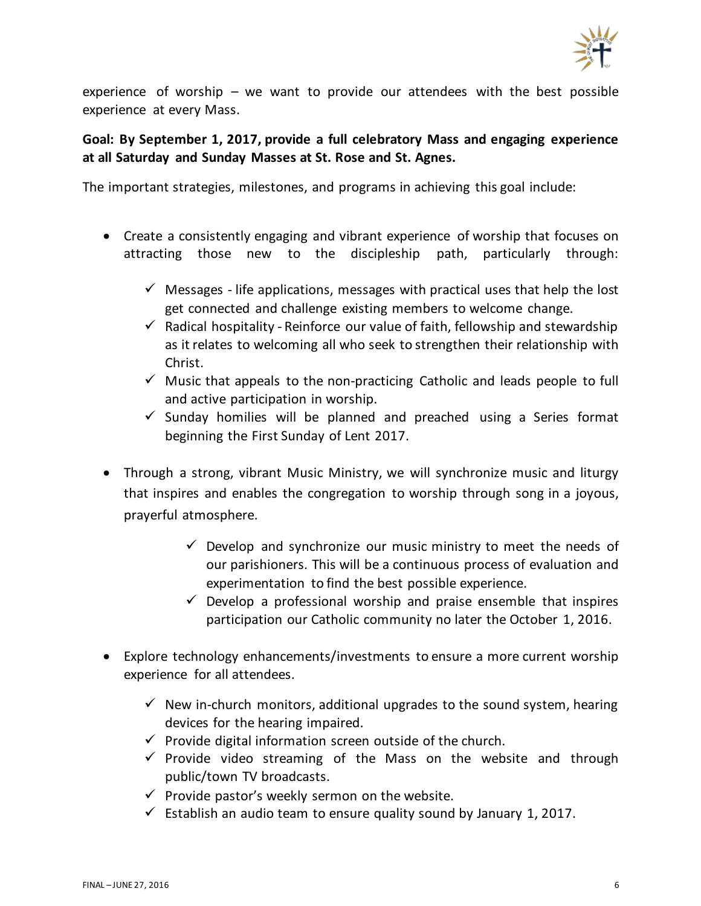experience of worship – we want to provide our attendees with the best possible experience at every Mass.

**Goal: By September 1, 2017, provide a full celebratory Mass and engaging experience at all Saturday and Sunday Masses at St. Rose and St. Agnes.**

The important strategies, milestones, and programs in achieving this goal include:

- Create a consistently engaging and vibrant experience of worship that focuses on attracting those new to the discipleship path, particularly through:
  - ✓ Messages - life applications, messages with practical uses that help the lost get connected and challenge existing members to welcome change.
  - ✓ Radical hospitality - Reinforce our value of faith, fellowship and stewardship as it relates to welcoming all who seek to strengthen their relationship with Christ.
  - ✓ Music that appeals to the non-practicing Catholic and leads people to full and active participation in worship.
  - ✓ Sunday homilies will be planned and preached using a Series format beginning the First Sunday of Lent 2017.

- Through a strong, vibrant Music Ministry, we will synchronize music and liturgy that inspires and enables the congregation to worship through song in a joyous, prayerful atmosphere.
  - ✓ Develop and synchronize our music ministry to meet the needs of our parishioners. This will be a continuous process of evaluation and experimentation to find the best possible experience.
  - ✓ Develop a professional worship and praise ensemble that inspires participation our Catholic community no later the October 1, 2016.

- Explore technology enhancements/investments to ensure a more current worship experience for all attendees.
  - ✓ New in-church monitors, additional upgrades to the sound system, hearing devices for the hearing impaired.
  - ✓ Provide digital information screen outside of the church.
  - ✓ Provide video streaming of the Mass on the website and through public/town TV broadcasts.
  - ✓ Provide pastor's weekly sermon on the website.
  - ✓ Establish an audio team to ensure quality sound by January 1, 2017.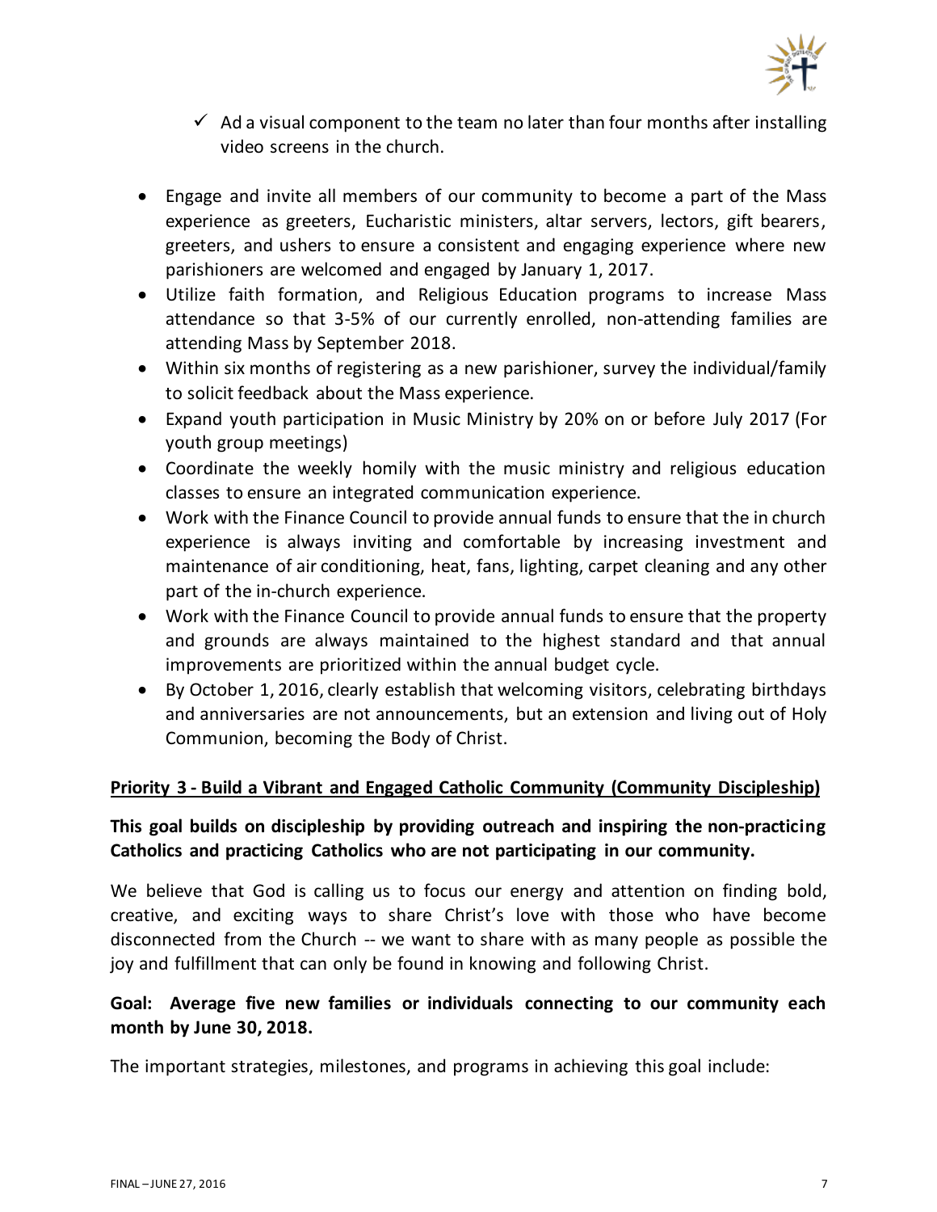- ✓ Ad a visual component to the team no later than four months after installing video screens in the church.

- Engage and invite all members of our community to become a part of the Mass experience as greeters, Eucharistic ministers, altar servers, lectors, gift bearers, greeters, and ushers to ensure a consistent and engaging experience where new parishioners are welcomed and engaged by January 1, 2017.
- Utilize faith formation, and Religious Education programs to increase Mass attendance so that 3-5% of our currently enrolled, non-attending families are attending Mass by September 2018.
- Within six months of registering as a new parishioner, survey the individual/family to solicit feedback about the Mass experience.
- Expand youth participation in Music Ministry by 20% on or before July 2017 (For youth group meetings)
- Coordinate the weekly homily with the music ministry and religious education classes to ensure an integrated communication experience.
- Work with the Finance Council to provide annual funds to ensure that the in church experience is always inviting and comfortable by increasing investment and maintenance of air conditioning, heat, fans, lighting, carpet cleaning and any other part of the in-church experience.
- Work with the Finance Council to provide annual funds to ensure that the property and grounds are always maintained to the highest standard and that annual improvements are prioritized within the annual budget cycle.
- By October 1, 2016, clearly establish that welcoming visitors, celebrating birthdays and anniversaries are not announcements, but an extension and living out of Holy Communion, becoming the Body of Christ.

## Priority 3 - Build a Vibrant and Engaged Catholic Community (Community Discipleship)

**This goal builds on discipleship by providing outreach and inspiring the non-practicing Catholics and practicing Catholics who are not participating in our community.**

We believe that God is calling us to focus our energy and attention on finding bold, creative, and exciting ways to share Christ's love with those who have become disconnected from the Church -- we want to share with as many people as possible the joy and fulfillment that can only be found in knowing and following Christ.

**Goal: Average five new families or individuals connecting to our community each month by June 30, 2018.**

The important strategies, milestones, and programs in achieving this goal include: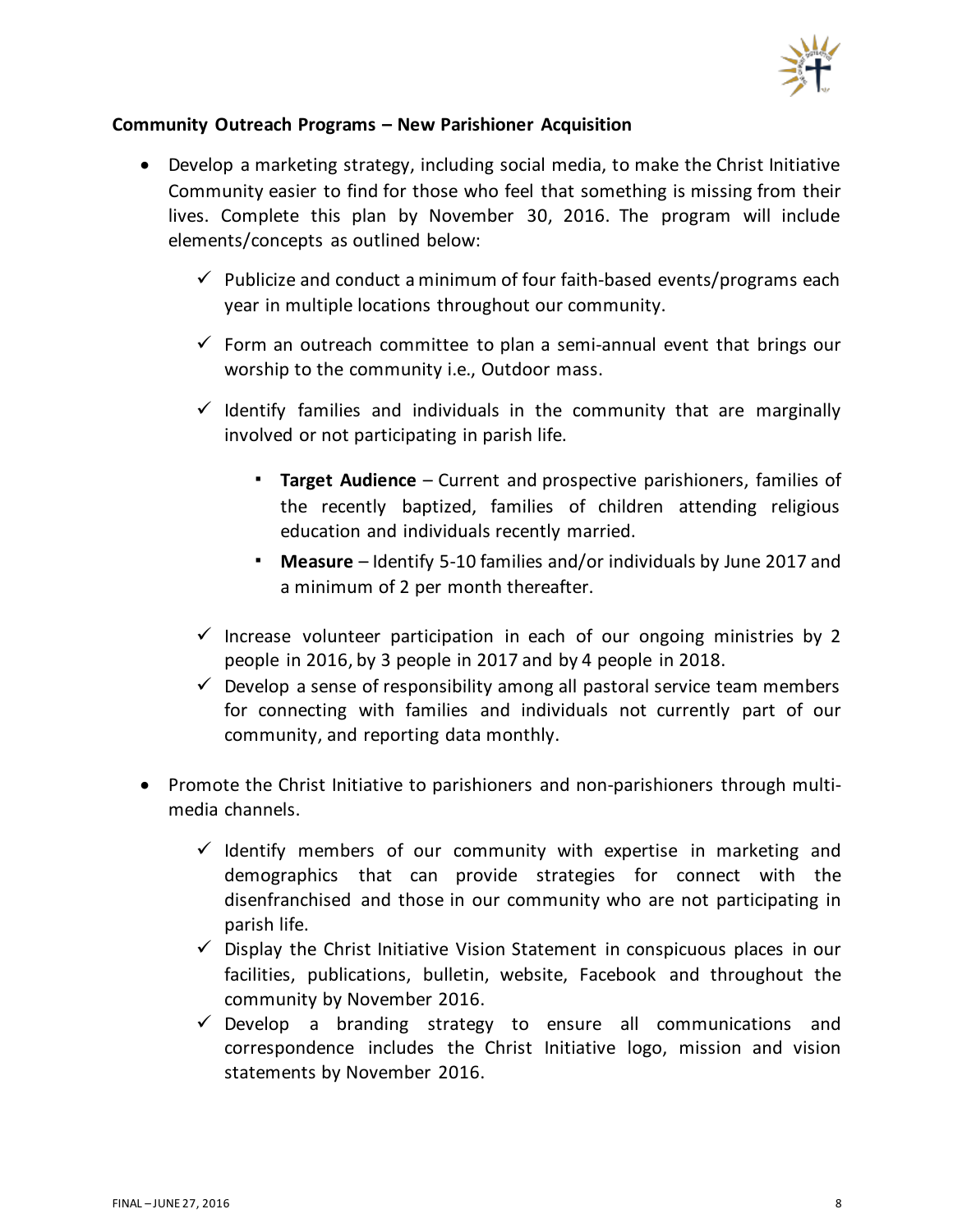**Community Outreach Programs – New Parishioner Acquisition**

- Develop a marketing strategy, including social media, to make the Christ Initiative Community easier to find for those who feel that something is missing from their lives. Complete this plan by November 30, 2016. The program will include elements/concepts as outlined below:
  - ✓ Publicize and conduct a minimum of four faith-based events/programs each year in multiple locations throughout our community.
  - ✓ Form an outreach committee to plan a semi-annual event that brings our worship to the community i.e., Outdoor mass.
  - ✓ Identify families and individuals in the community that are marginally involved or not participating in parish life.
    - **Target Audience** – Current and prospective parishioners, families of the recently baptized, families of children attending religious education and individuals recently married.
    - **Measure** – Identify 5-10 families and/or individuals by June 2017 and a minimum of 2 per month thereafter.
  - ✓ Increase volunteer participation in each of our ongoing ministries by 2 people in 2016, by 3 people in 2017 and by 4 people in 2018.
  - ✓ Develop a sense of responsibility among all pastoral service team members for connecting with families and individuals not currently part of our community, and reporting data monthly.
- Promote the Christ Initiative to parishioners and non-parishioners through multi-media channels.
  - ✓ Identify members of our community with expertise in marketing and demographics that can provide strategies for connect with the disenfranchised and those in our community who are not participating in parish life.
  - ✓ Display the Christ Initiative Vision Statement in conspicuous places in our facilities, publications, bulletin, website, Facebook and throughout the community by November 2016.
  - ✓ Develop a branding strategy to ensure all communications and correspondence includes the Christ Initiative logo, mission and vision statements by November 2016.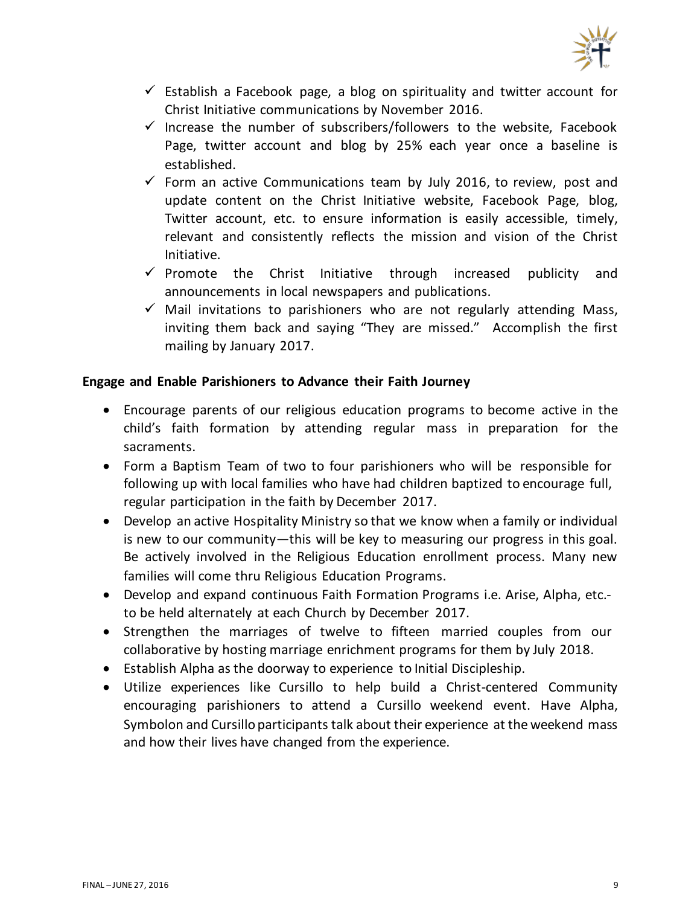- ✓ Establish a Facebook page, a blog on spirituality and twitter account for Christ Initiative communications by November 2016.
- ✓ Increase the number of subscribers/followers to the website, Facebook Page, twitter account and blog by 25% each year once a baseline is established.
- ✓ Form an active Communications team by July 2016, to review, post and update content on the Christ Initiative website, Facebook Page, blog, Twitter account, etc. to ensure information is easily accessible, timely, relevant and consistently reflects the mission and vision of the Christ Initiative.
- ✓ Promote the Christ Initiative through increased publicity and announcements in local newspapers and publications.
- ✓ Mail invitations to parishioners who are not regularly attending Mass, inviting them back and saying "They are missed." Accomplish the first mailing by January 2017.

**Engage and Enable Parishioners to Advance their Faith Journey**

- Encourage parents of our religious education programs to become active in the child's faith formation by attending regular mass in preparation for the sacraments.
- Form a Baptism Team of two to four parishioners who will be responsible for following up with local families who have had children baptized to encourage full, regular participation in the faith by December 2017.
- Develop an active Hospitality Ministry so that we know when a family or individual is new to our community—this will be key to measuring our progress in this goal. Be actively involved in the Religious Education enrollment process. Many new families will come thru Religious Education Programs.
- Develop and expand continuous Faith Formation Programs i.e. Arise, Alpha, etc.- to be held alternately at each Church by December 2017.
- Strengthen the marriages of twelve to fifteen married couples from our collaborative by hosting marriage enrichment programs for them by July 2018.
- Establish Alpha as the doorway to experience to Initial Discipleship.
- Utilize experiences like Cursillo to help build a Christ-centered Community encouraging parishioners to attend a Cursillo weekend event. Have Alpha, Symbolon and Cursillo participants talk about their experience at the weekend mass and how their lives have changed from the experience.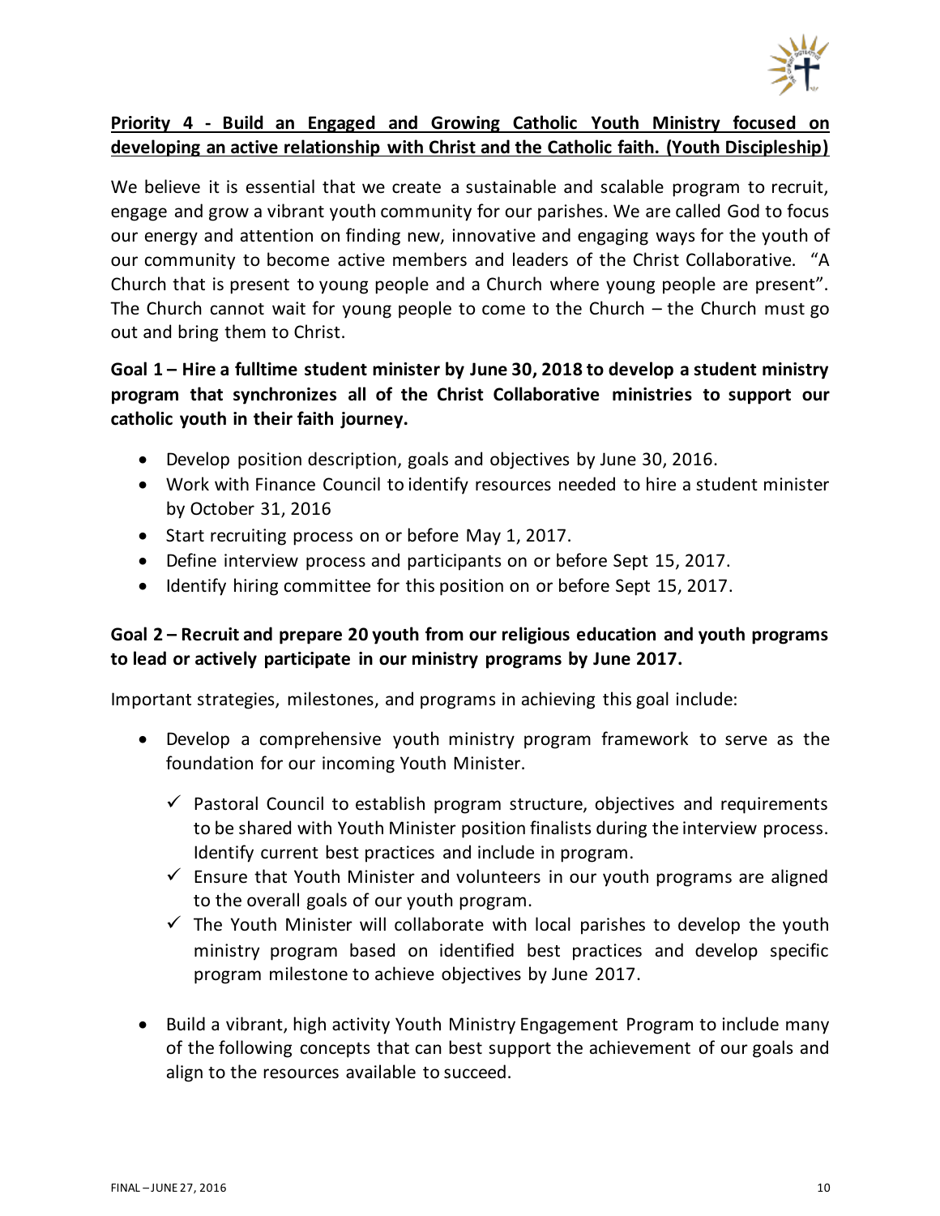**Priority 4 - Build an Engaged and Growing Catholic Youth Ministry focused on developing an active relationship with Christ and the Catholic faith. (Youth Discipleship)**

We believe it is essential that we create a sustainable and scalable program to recruit, engage and grow a vibrant youth community for our parishes. We are called God to focus our energy and attention on finding new, innovative and engaging ways for the youth of our community to become active members and leaders of the Christ Collaborative. "A Church that is present to young people and a Church where young people are present". The Church cannot wait for young people to come to the Church – the Church must go out and bring them to Christ.

**Goal 1 – Hire a fulltime student minister by June 30, 2018 to develop a student ministry program that synchronizes all of the Christ Collaborative ministries to support our catholic youth in their faith journey.**

- Develop position description, goals and objectives by June 30, 2016.
- Work with Finance Council to identify resources needed to hire a student minister by October 31, 2016
- Start recruiting process on or before May 1, 2017.
- Define interview process and participants on or before Sept 15, 2017.
- Identify hiring committee for this position on or before Sept 15, 2017.

**Goal 2 – Recruit and prepare 20 youth from our religious education and youth programs to lead or actively participate in our ministry programs by June 2017.**

Important strategies, milestones, and programs in achieving this goal include:

- Develop a comprehensive youth ministry program framework to serve as the foundation for our incoming Youth Minister.
  - ✓ Pastoral Council to establish program structure, objectives and requirements to be shared with Youth Minister position finalists during the interview process. Identify current best practices and include in program.
  - ✓ Ensure that Youth Minister and volunteers in our youth programs are aligned to the overall goals of our youth program.
  - ✓ The Youth Minister will collaborate with local parishes to develop the youth ministry program based on identified best practices and develop specific program milestone to achieve objectives by June 2017.

- Build a vibrant, high activity Youth Ministry Engagement Program to include many of the following concepts that can best support the achievement of our goals and align to the resources available to succeed.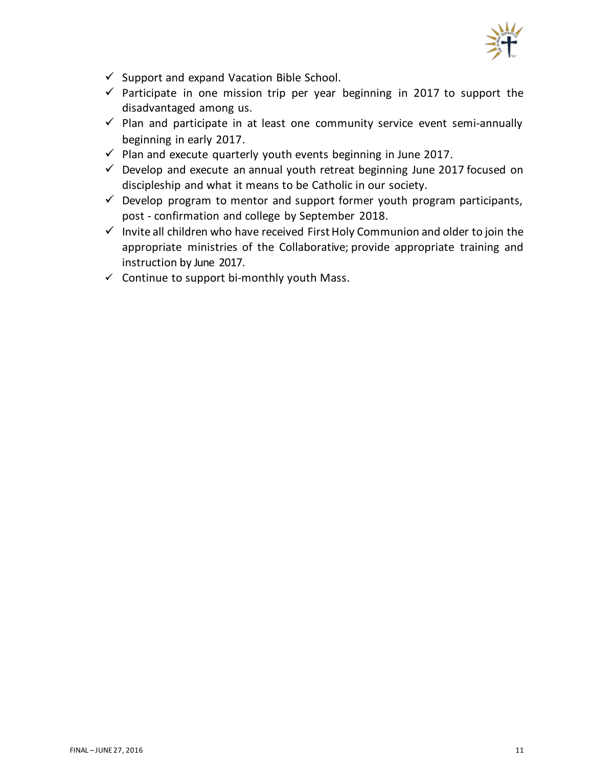- ✓ Support and expand Vacation Bible School.
- ✓ Participate in one mission trip per year beginning in 2017 to support the disadvantaged among us.
- ✓ Plan and participate in at least one community service event semi-annually beginning in early 2017.
- ✓ Plan and execute quarterly youth events beginning in June 2017.
- ✓ Develop and execute an annual youth retreat beginning June 2017 focused on discipleship and what it means to be Catholic in our society.
- ✓ Develop program to mentor and support former youth program participants, post - confirmation and college by September 2018.
- ✓ Invite all children who have received First Holy Communion and older to join the appropriate ministries of the Collaborative; provide appropriate training and instruction by June 2017.
- ✓ Continue to support bi-monthly youth Mass.